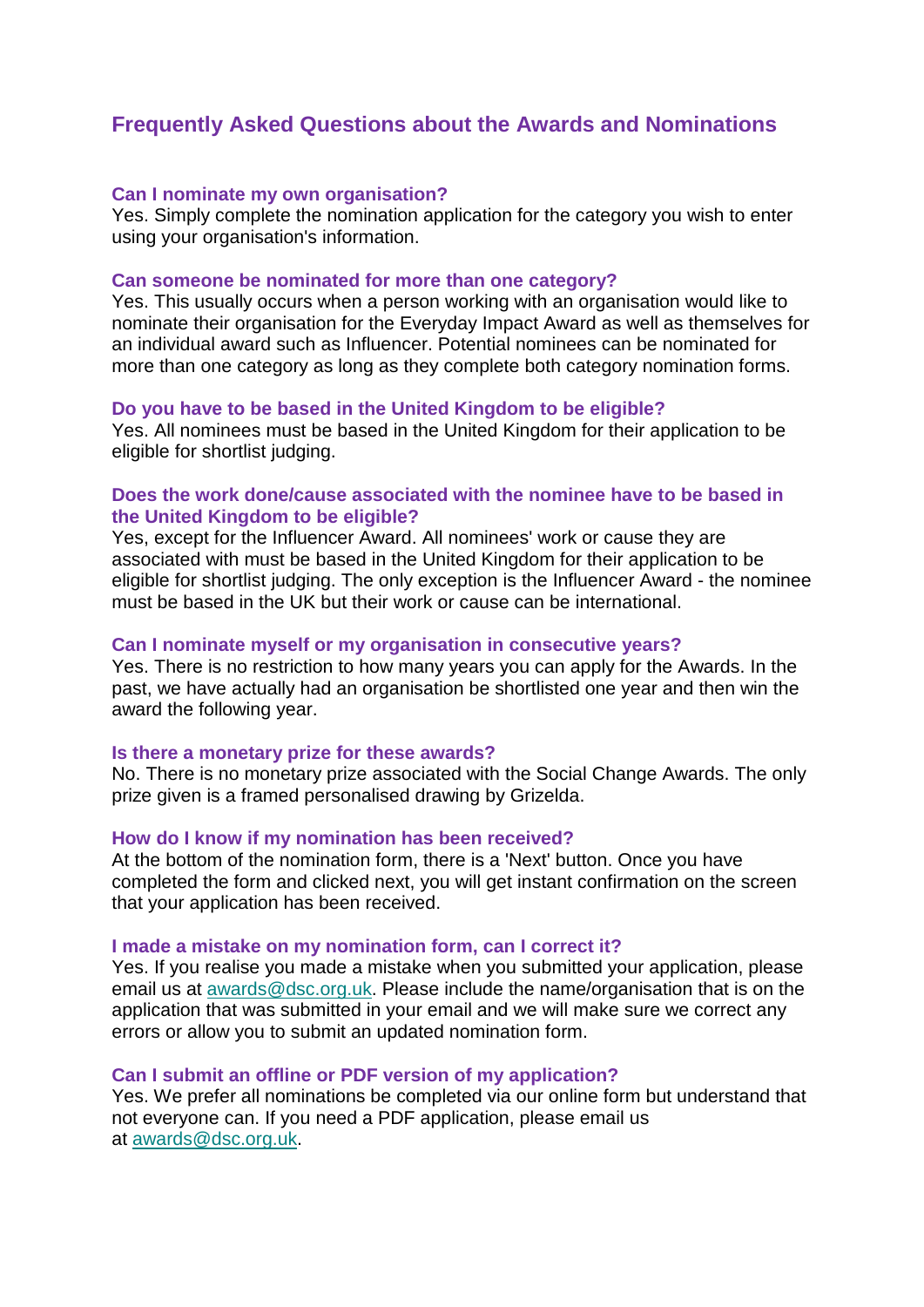# Frequently Asked Questions about the Awards and Nominations

### Can I nominate my own organisation?

Yes. Simply complete the nomination application for the category you wish to enter using your organisation's information.

### Can someone be nominated for more than one category?

Yes. This usually occurs when a person working with an organisation would like to nominate their organisation for the Everyday Impact Award as well as themselves for an individual award such as Influencer. Potential nominees can be nominated for more than one category as long as they complete both category nomination forms.

### Do you have to be based in the United Kingdom to be eligible?

Yes. All nominees must be based in the United Kingdom for their application to be eligible for shortlist judging.

### Does the work done/cause associated with the nominee have to be based in the United Kingdom to be eligible?

Yes, except for the Influencer Award. All nominees' work or cause they are associated with must be based in the United Kingdom for their application to be eligible for shortlist judging. The only exception is the Influencer Award - the nominee must be based in the UK but their work or cause can be international.

### Can I nominate myself or my organisation in consecutive years?

Yes. There is no restriction to how many years you can apply for the Awards. In the past, we have actually had an organisation be shortlisted one year and then win the award the following year.

### Is there a monetary prize for these awards?

No. There is no monetary prize associated with the Social Change Awards. The only prize given is a framed personalised drawing by Grizelda.

### How do I know if my nomination has been received?

At the bottom of the nomination form, there is a 'Next' button. Once you have completed the form and clicked next, you will get instant confirmation on the screen that your application has been received.

### I made a mistake on my nomination form, can I correct it?

Yes. If you realise you made a mistake when you submitted your application, please email us at awards@dsc.org.uk. Please include the name/organisation that is on the application that was submitted in your email and we will make sure we correct any errors or allow you to submit an updated nomination form.

### Can I submit an offline or PDF version of my application?

Yes. We prefer all nominations be completed via our online form but understand that not everyone can. If you need a PDF application, please email us at awards@dsc.org.uk.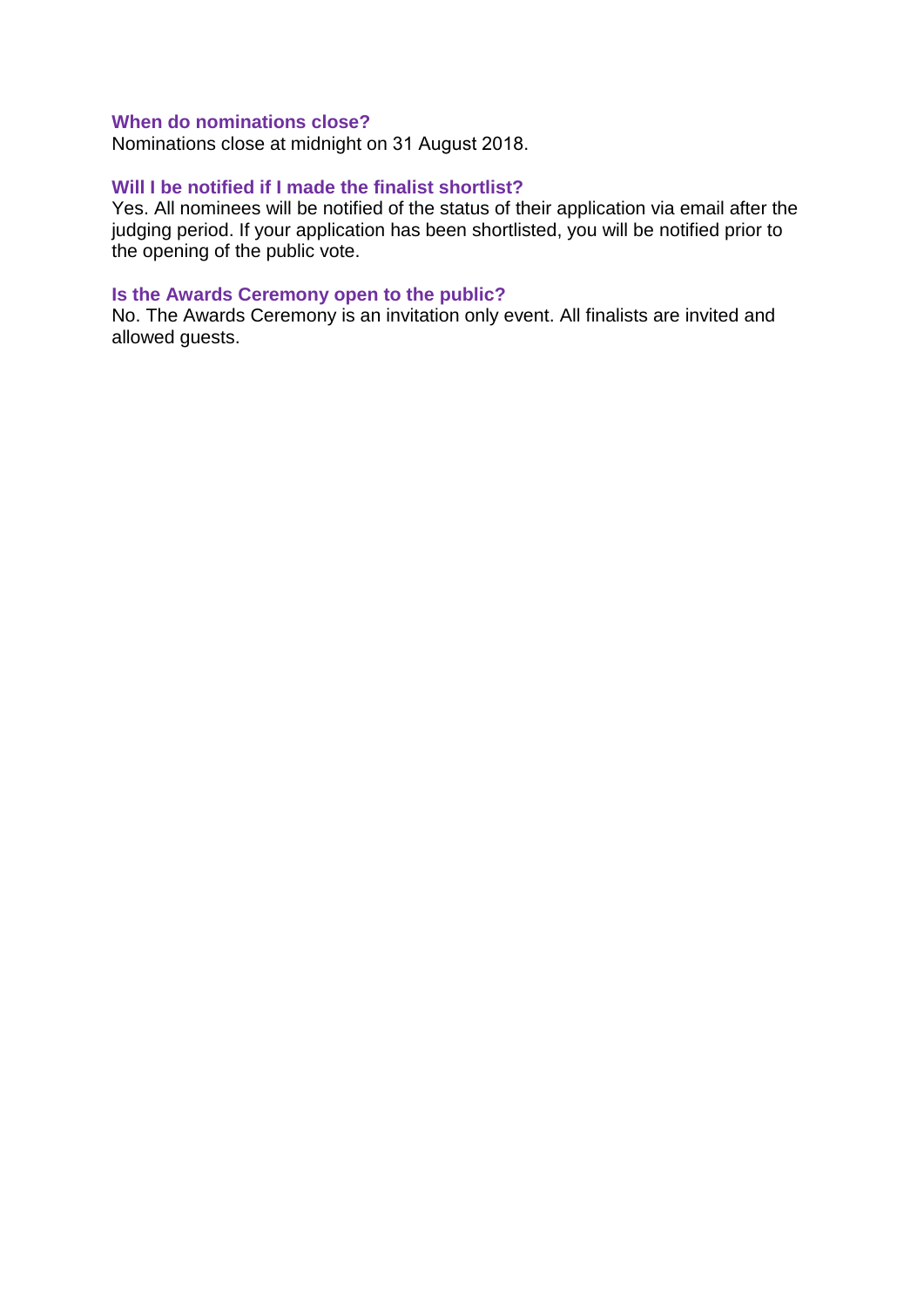### When do nominations close?

Nominations close at midnight on 31 August 2018.

### Will I be notified if I made the finalist shortlist?

Yes. All nominees will be notified of the status of their application via email after the judging period. If your application has been shortlisted, you will be notified prior to the opening of the public vote.

### Is the Awards Ceremony open to the public?

No. The Awards Ceremony is an invitation only event. All finalists are invited and allowed guests.